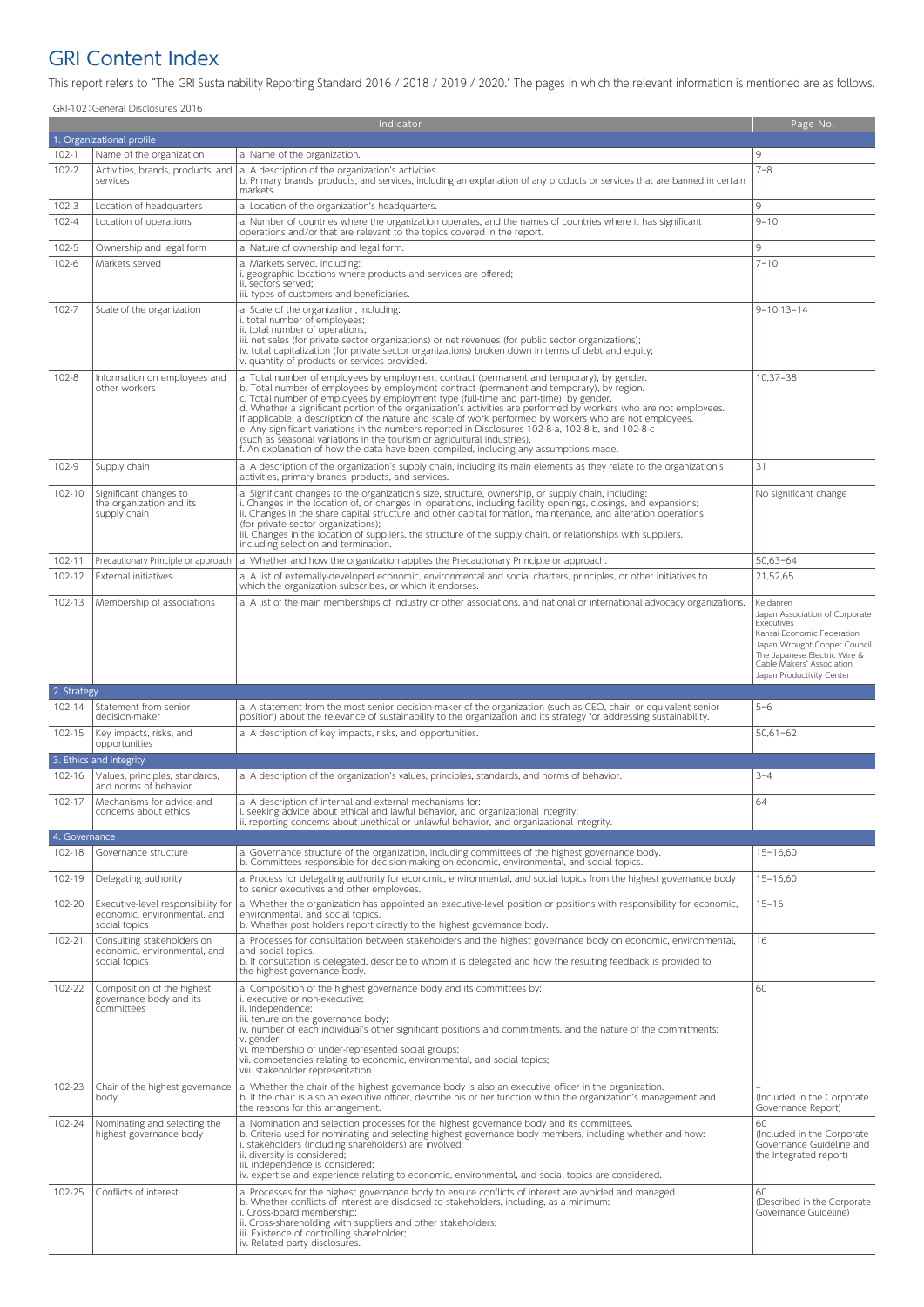# GRI Content Index

This report refers to "The GRI Sustainability Reporting Standard 2016 / 2018 / 2019 / 2020." The pages in which the relevant information is mentioned are as follows.

GRI-102：General Disclosures 2016

| Indicator | | | Page No. |
|---|---|---|---|
| **1. Organizational profile** | | | |
| 102-1 | Name of the organization | a. Name of the organization. | 9 |
| 102-2 | Activities, brands, products, and services | a. A description of the organization's activities.<br>b. Primary brands, products, and services, including an explanation of any products or services that are banned in certain markets. | 7–8 |
| 102-3 | Location of headquarters | a. Location of the organization's headquarters. | 9 |
| 102-4 | Location of operations | a. Number of countries where the organization operates, and the names of countries where it has significant operations and/or that are relevant to the topics covered in the report. | 9–10 |
| 102-5 | Ownership and legal form | a. Nature of ownership and legal form. | 9 |
| 102-6 | Markets served | a. Markets served, including:<br>i. geographic locations where products and services are offered;<br>ii. sectors served;<br>iii. types of customers and beneficiaries. | 7–10 |
| 102-7 | Scale of the organization | a. Scale of the organization, including:<br>i. total number of employees;<br>ii. total number of operations;<br>iii. net sales (for private sector organizations) or net revenues (for public sector organizations);<br>iv. total capitalization (for private sector organizations) broken down in terms of debt and equity;<br>v. quantity of products or services provided. | 9–10,13–14 |
| 102-8 | Information on employees and other workers | a. Total number of employees by employment contract (permanent and temporary), by gender.<br>b. Total number of employees by employment contract (permanent and temporary), by region.<br>c. Total number of employees by employment type (full-time and part-time), by gender.<br>d. Whether a significant portion of the organization's activities are performed by workers who are not employees. If applicable, a description of the nature and scale of work performed by workers who are not employees.<br>e. Any significant variations in the numbers reported in Disclosures 102-8-a, 102-8-b, and 102-8-c (such as seasonal variations in the tourism or agricultural industries).<br>f. An explanation of how the data have been compiled, including any assumptions made. | 10,37–38 |
| 102-9 | Supply chain | a. A description of the organization's supply chain, including its main elements as they relate to the organization's activities, primary brands, products, and services. | 31 |
| 102-10 | Significant changes to the organization and its supply chain | a. Significant changes to the organization's size, structure, ownership, or supply chain, including:<br>i. Changes in the location of, or changes in, operations, including facility openings, closings, and expansions;<br>ii. Changes in the share capital structure and other capital formation, maintenance, and alteration operations (for private sector organizations);<br>iii. Changes in the location of suppliers, the structure of the supply chain, or relationships with suppliers, including selection and termination. | No significant change |
| 102-11 | Precautionary Principle or approach | a. Whether and how the organization applies the Precautionary Principle or approach. | 50,63–64 |
| 102-12 | External initiatives | a. A list of externally-developed economic, environmental and social charters, principles, or other initiatives to which the organization subscribes, or which it endorses. | 21,52,65 |
| 102-13 | Membership of associations | a. A list of the main memberships of industry or other associations, and national or international advocacy organizations. | Keidanren<br>Japan Association of Corporate Executives<br>Kansai Economic Federation<br>Japan Wrought Copper Council<br>The Japanese Electric Wire & Cable Makers' Association<br>Japan Productivity Center |
| **2. Strategy** | | | |
| 102-14 | Statement from senior decision-maker | a. A statement from the most senior decision-maker of the organization (such as CEO, chair, or equivalent senior position) about the relevance of sustainability to the organization and its strategy for addressing sustainability. | 5–6 |
| 102-15 | Key impacts, risks, and opportunities | a. A description of key impacts, risks, and opportunities. | 50,61–62 |
| **3. Ethics and integrity** | | | |
| 102-16 | Values, principles, standards, and norms of behavior | a. A description of the organization's values, principles, standards, and norms of behavior. | 3–4 |
| 102-17 | Mechanisms for advice and concerns about ethics | a. A description of internal and external mechanisms for:<br>i. seeking advice about ethical and lawful behavior, and organizational integrity;<br>ii. reporting concerns about unethical or unlawful behavior, and organizational integrity. | 64 |
| **4. Governance** | | | |
| 102-18 | Governance structure | a. Governance structure of the organization, including committees of the highest governance body.<br>b. Committees responsible for decision-making on economic, environmental, and social topics. | 15–16,60 |
| 102-19 | Delegating authority | a. Process for delegating authority for economic, environmental, and social topics from the highest governance body to senior executives and other employees. | 15–16,60 |
| 102-20 | Executive-level responsibility for economic, environmental, and social topics | a. Whether the organization has appointed an executive-level position or positions with responsibility for economic, environmental, and social topics.<br>b. Whether post holders report directly to the highest governance body. | 15–16 |
| 102-21 | Consulting stakeholders on economic, environmental, and social topics | a. Processes for consultation between stakeholders and the highest governance body on economic, environmental, and social topics.<br>b. If consultation is delegated, describe to whom it is delegated and how the resulting feedback is provided to the highest governance body. | 16 |
| 102-22 | Composition of the highest governance body and its committees | a. Composition of the highest governance body and its committees by:<br>i. executive or non-executive;<br>ii. independence;<br>iii. tenure on the governance body;<br>iv. number of each individual's other significant positions and commitments, and the nature of the commitments;<br>v. gender;<br>vi. membership of under-represented social groups;<br>vii. competencies relating to economic, environmental, and social topics;<br>viii. stakeholder representation. | 60 |
| 102-23 | Chair of the highest governance body | a. Whether the chair of the highest governance body is also an executive officer in the organization.<br>b. If the chair is also an executive officer, describe his or her function within the organization's management and the reasons for this arrangement. | –<br>(Included in the Corporate Governance Report) |
| 102-24 | Nominating and selecting the highest governance body | a. Nomination and selection processes for the highest governance body and its committees.<br>b. Criteria used for nominating and selecting highest governance body members, including whether and how:<br>i. stakeholders (including shareholders) are involved;<br>ii. diversity is considered;<br>iii. independence is considered;<br>iv. expertise and experience relating to economic, environmental, and social topics are considered. | 60<br>(Included in the Corporate Governance Guideline and the Integrated report) |
| 102-25 | Conflicts of interest | a. Processes for the highest governance body to ensure conflicts of interest are avoided and managed.<br>b. Whether conflicts of interest are disclosed to stakeholders, including, as a minimum:<br>i. Cross-board membership;<br>ii. Cross-shareholding with suppliers and other stakeholders;<br>iii. Existence of controlling shareholder;<br>iv. Related party disclosures. | 60<br>(Described in the Corporate Governance Guideline) |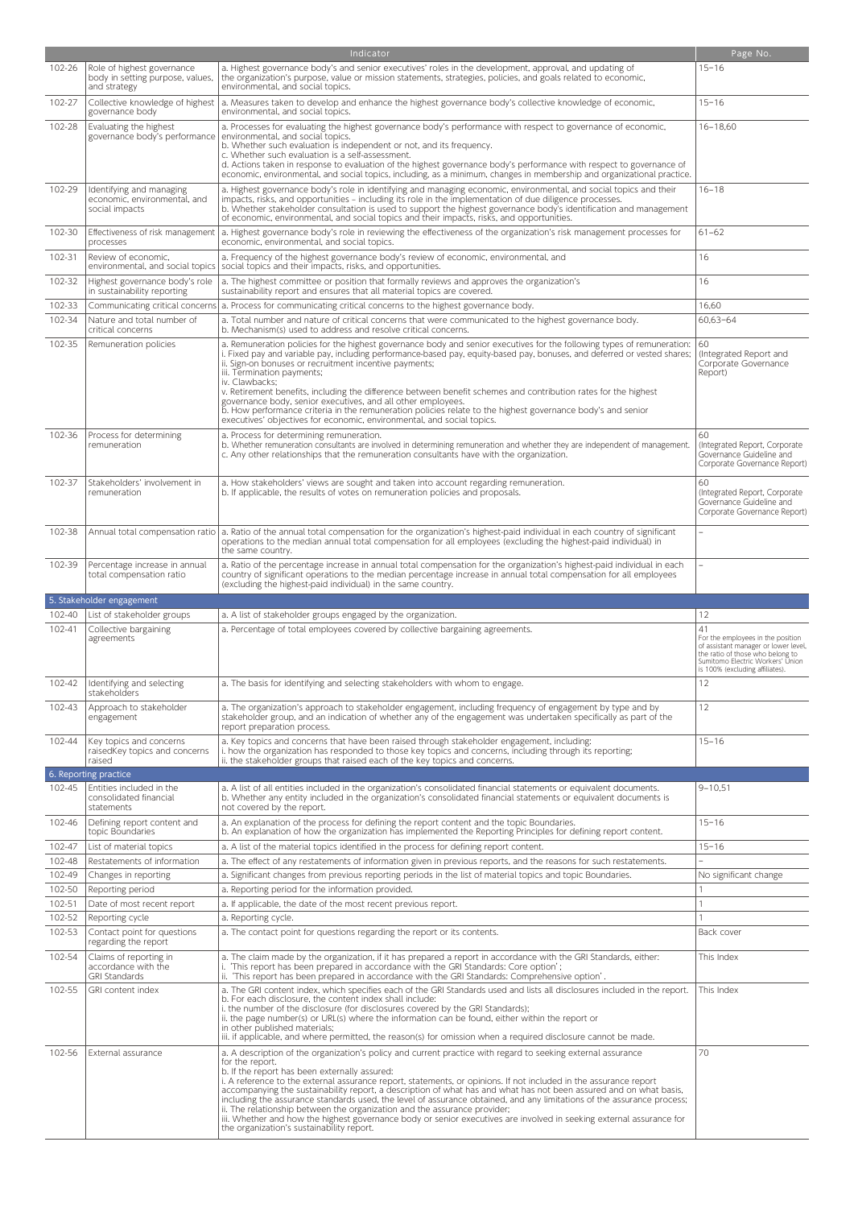| | | Indicator | Page No. |
|---|---|---|---|
| 102-26 | Role of highest governance body in setting purpose, values, and strategy | a. Highest governance body's and senior executives' roles in the development, approval, and updating of the organization's purpose, value or mission statements, strategies, policies, and goals related to economic, environmental, and social topics. | 15–16 |
| 102-27 | Collective knowledge of highest governance body | a. Measures taken to develop and enhance the highest governance body's collective knowledge of economic, environmental, and social topics. | 15–16 |
| 102-28 | Evaluating the highest governance body's performance | a. Processes for evaluating the highest governance body's performance with respect to governance of economic, environmental, and social topics.<br>b. Whether such evaluation is independent or not, and its frequency.<br>c. Whether such evaluation is a self-assessment.<br>d. Actions taken in response to evaluation of the highest governance body's performance with respect to governance of economic, environmental, and social topics, including, as a minimum, changes in membership and organizational practice. | 16–18,60 |
| 102-29 | Identifying and managing economic, environmental, and social impacts | a. Highest governance body's role in identifying and managing economic, environmental, and social topics and their impacts, risks, and opportunities – including its role in the implementation of due diligence processes.<br>b. Whether stakeholder consultation is used to support the highest governance body's identification and management of economic, environmental, and social topics and their impacts, risks, and opportunities. | 16–18 |
| 102-30 | Effectiveness of risk management processes | a. Highest governance body's role in reviewing the effectiveness of the organization's risk management processes for economic, environmental, and social topics. | 61–62 |
| 102-31 | Review of economic, environmental, and social topics | a. Frequency of the highest governance body's review of economic, environmental, and social topics and their impacts, risks, and opportunities. | 16 |
| 102-32 | Highest governance body's role in sustainability reporting | a. The highest committee or position that formally reviews and approves the organization's sustainability report and ensures that all material topics are covered. | 16 |
| 102-33 | Communicating critical concerns | a. Process for communicating critical concerns to the highest governance body. | 16,60 |
| 102-34 | Nature and total number of critical concerns | a. Total number and nature of critical concerns that were communicated to the highest governance body.<br>b. Mechanism(s) used to address and resolve critical concerns. | 60,63–64 |
| 102-35 | Remuneration policies | a. Remuneration policies for the highest governance body and senior executives for the following types of remuneration:<br>i. Fixed pay and variable pay, including performance-based pay, equity-based pay, bonuses, and deferred or vested shares;<br>ii. Sign-on bonuses or recruitment incentive payments;<br>iii. Termination payments;<br>iv. Clawbacks;<br>v. Retirement benefits, including the difference between benefit schemes and contribution rates for the highest governance body, senior executives, and all other employees.<br>b. How performance criteria in the remuneration policies relate to the highest governance body's and senior executives' objectives for economic, environmental, and social topics. | 60<br>(Integrated Report and Corporate Governance Report) |
| 102-36 | Process for determining remuneration | a. Process for determining remuneration.<br>b. Whether remuneration consultants are involved in determining remuneration and whether they are independent of management.<br>c. Any other relationships that the remuneration consultants have with the organization. | 60<br>(Integrated Report, Corporate Governance Guideline and Corporate Governance Report) |
| 102-37 | Stakeholders' involvement in remuneration | a. How stakeholders' views are sought and taken into account regarding remuneration.<br>b. If applicable, the results of votes on remuneration policies and proposals. | 60<br>(Integrated Report, Corporate Governance Guideline and Corporate Governance Report) |
| 102-38 | Annual total compensation ratio | a. Ratio of the annual total compensation for the organization's highest-paid individual in each country of significant operations to the median annual total compensation for all employees (excluding the highest-paid individual) in the same country. | – |
| 102-39 | Percentage increase in annual total compensation ratio | a. Ratio of the percentage increase in annual total compensation for the organization's highest-paid individual in each country of significant operations to the median percentage increase in annual total compensation for all employees (excluding the highest-paid individual) in the same country. | – |
| **5. Stakeholder engagement** | | | |
| 102-40 | List of stakeholder groups | a. A list of stakeholder groups engaged by the organization. | 12 |
| 102-41 | Collective bargaining agreements | a. Percentage of total employees covered by collective bargaining agreements. | 41<br>For the employees in the position of assistant manager or lower level, the ratio of those who belong to Sumitomo Electric Workers' Union is 100% (excluding affiliates). |
| 102-42 | Identifying and selecting stakeholders | a. The basis for identifying and selecting stakeholders with whom to engage. | 12 |
| 102-43 | Approach to stakeholder engagement | a. The organization's approach to stakeholder engagement, including frequency of engagement by type and by stakeholder group, and an indication of whether any of the engagement was undertaken specifically as part of the report preparation process. | 12 |
| 102-44 | Key topics and concerns raisedKey topics and concerns raised | a. Key topics and concerns that have been raised through stakeholder engagement, including:<br>i. how the organization has responded to those key topics and concerns, including through its reporting;<br>ii. the stakeholder groups that raised each of the key topics and concerns. | 15–16 |
| **6. Reporting practice** | | | |
| 102-45 | Entities included in the consolidated financial statements | a. A list of all entities included in the organization's consolidated financial statements or equivalent documents.<br>b. Whether any entity included in the organization's consolidated financial statements or equivalent documents is not covered by the report. | 9–10,51 |
| 102-46 | Defining report content and topic Boundaries | a. An explanation of the process for defining the report content and the topic Boundaries.<br>b. An explanation of how the organization has implemented the Reporting Principles for defining report content. | 15–16 |
| 102-47 | List of material topics | a. A list of the material topics identified in the process for defining report content. | 15–16 |
| 102-48 | Restatements of information | a. The effect of any restatements of information given in previous reports, and the reasons for such restatements. | – |
| 102-49 | Changes in reporting | a. Significant changes from previous reporting periods in the list of material topics and topic Boundaries. | No significant change |
| 102-50 | Reporting period | a. Reporting period for the information provided. | 1 |
| 102-51 | Date of most recent report | a. If applicable, the date of the most recent previous report. | 1 |
| 102-52 | Reporting cycle | a. Reporting cycle. | 1 |
| 102-53 | Contact point for questions regarding the report | a. The contact point for questions regarding the report or its contents. | Back cover |
| 102-54 | Claims of reporting in accordance with the GRI Standards | a. The claim made by the organization, if it has prepared a report in accordance with the GRI Standards, either:<br>i. 'This report has been prepared in accordance with the GRI Standards: Core option';<br>ii. 'This report has been prepared in accordance with the GRI Standards: Comprehensive option'. | This Index |
| 102-55 | GRI content index | a. The GRI content index, which specifies each of the GRI Standards used and lists all disclosures included in the report.<br>b. For each disclosure, the content index shall include:<br>i. the number of the disclosure (for disclosures covered by the GRI Standards);<br>ii. the page number(s) or URL(s) where the information can be found, either within the report or in other published materials;<br>iii. if applicable, and where permitted, the reason(s) for omission when a required disclosure cannot be made. | This Index |
| 102-56 | External assurance | a. A description of the organization's policy and current practice with regard to seeking external assurance for the report.<br>b. If the report has been externally assured:<br>i. A reference to the external assurance report, statements, or opinions. If not included in the assurance report accompanying the sustainability report, a description of what has and what has not been assured and on what basis, including the assurance standards used, the level of assurance obtained, and any limitations of the assurance process;<br>ii. The relationship between the organization and the assurance provider;<br>iii. Whether and how the highest governance body or senior executives are involved in seeking external assurance for the organization's sustainability report. | 70 |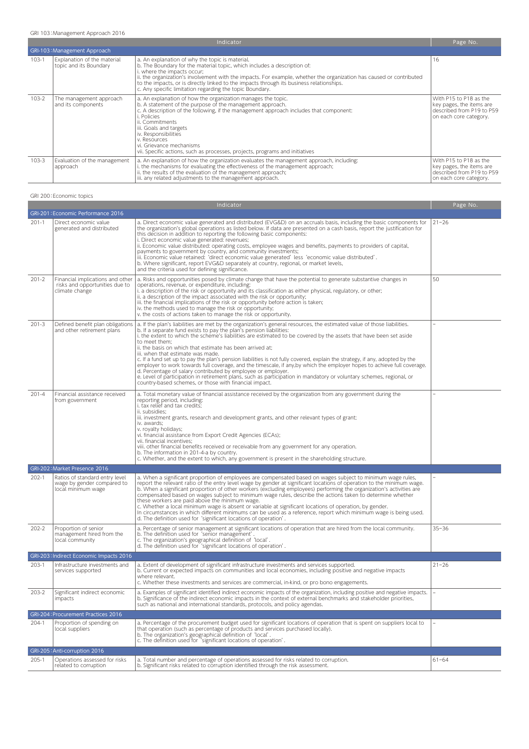GRI 103：Management Approach 2016

| | | Indicator | Page No. |
|---|---|---|---|
| **GRI-103：Management Approach** | | | |
| 103-1 | Explanation of the material topic and its Boundary | a. An explanation of why the topic is material.<br>b. The Boundary for the material topic, which includes a description of:<br>i. where the impacts occur;<br>ii. the organization's involvement with the impacts. For example, whether the organization has caused or contributed to the impacts, or is directly linked to the impacts through its business relationships.<br>c. Any specific limitation regarding the topic Boundary. | 16 |
| 103-2 | The management approach and its components | a. An explanation of how the organization manages the topic.<br>b. A statement of the purpose of the management approach.<br>c. A description of the following, if the management approach includes that component:<br>i. Policies<br>ii. Commitments<br>iii. Goals and targets<br>iv. Responsibilities<br>v. Resources<br>vi. Grievance mechanisms<br>vii. Specific actions, such as processes, projects, programs and initiatives | With P15 to P18 as the key pages, the items are described from P19 to P59 on each core category. |
| 103-3 | Evaluation of the management approach | a. An explanation of how the organization evaluates the management approach, including:<br>i. the mechanisms for evaluating the effectiveness of the management approach;<br>ii. the results of the evaluation of the management approach;<br>iii. any related adjustments to the management approach. | With P15 to P18 as the key pages, the items are described from P19 to P59 on each core category. |

GRI 200：Economic topics

| | | Indicator | Page No. |
|---|---|---|---|
| **GRI-201：Economic Performance 2016** | | | |
| 201-1 | Direct economic value generated and distributed | a. Direct economic value generated and distributed (EVG&D) on an accruals basis, including the basic components for the organization's global operations as listed below. If data are presented on a cash basis, report the justification for this decision in addition to reporting the following basic components:<br>i. Direct economic value generated: revenues;<br>ii. Economic value distributed: operating costs, employee wages and benefits, payments to providers of capital, payments to government by country, and community investments;<br>iii. Economic value retained: 'direct economic value generated' less 'economic value distributed'.<br>b. Where significant, report EVG&D separately at country, regional, or market levels, and the criteria used for defining significance. | 21–26 |
| 201-2 | Financial implications and other risks and opportunities due to climate change | a. Risks and opportunities posed by climate change that have the potential to generate substantive changes in operations, revenue, or expenditure, including:<br>i. a description of the risk or opportunity and its classification as either physical, regulatory, or other;<br>ii. a description of the impact associated with the risk or opportunity;<br>iii. the financial implications of the risk or opportunity before action is taken;<br>iv. the methods used to manage the risk or opportunity;<br>v. the costs of actions taken to manage the risk or opportunity. | 50 |
| 201-3 | Defined benefit plan obligations and other retirement plans | a. If the plan's liabilities are met by the organization's general resources, the estimated value of those liabilities.<br>b. If a separate fund exists to pay the plan's pension liabilities:<br>i. the extent to which the scheme's liabilities are estimated to be covered by the assets that have been set aside to meet them;<br>ii. the basis on which that estimate has been arrived at;<br>iii. when that estimate was made.<br>c. If a fund set up to pay the plan's pension liabilities is not fully covered, explain the strategy, if any, adopted by the employer to work towards full coverage, and the timescale, if any,by which the employer hopes to achieve full coverage.<br>d. Percentage of salary contributed by employee or employer.<br>e. Level of participation in retirement plans, such as participation in mandatory or voluntary schemes, regional, or country-based schemes, or those with financial impact. | – |
| 201-4 | Financial assistance received from government | a. Total monetary value of financial assistance received by the organization from any government during the reporting period, including:<br>i. tax relief and tax credits;<br>ii. subsidies;<br>iii. investment grants, research and development grants, and other relevant types of grant;<br>iv. awards;<br>v. royalty holidays;<br>vi. financial assistance from Export Credit Agencies (ECAs);<br>vii. financial incentives;<br>viii. other financial benefits received or receivable from any government for any operation.<br>b. The information in 201-4-a by country.<br>c. Whether, and the extent to which, any government is present in the shareholding structure. | – |
| **GRI-202：Market Presence 2016** | | | |
| 202-1 | Ratios of standard entry level wage by gender compared to local minimum wage | a. When a significant proportion of employees are compensated based on wages subject to minimum wage rules, report the relevant ratio of the entry level wage by gender at significant locations of operation to the minimum wage.<br>b. When a significant proportion of other workers (excluding employees) performing the organization's activities are compensated based on wages subject to minimum wage rules, describe the actions taken to determine whether these workers are paid above the minimum wage.<br>c. Whether a local minimum wage is absent or variable at significant locations of operation, by gender. In circumstances in which different minimums can be used as a reference, report which minimum wage is being used.<br>d. The definition used for 'significant locations of operation'. | – |
| 202-2 | Proportion of senior management hired from the local community | a. Percentage of senior management at significant locations of operation that are hired from the local community.<br>b. The definition used for 'senior management'.<br>c. The organization's geographical definition of 'local'.<br>d. The definition used for 'significant locations of operation'. | 35–36 |
| **GRI-203：Indirect Economic Impacts 2016** | | | |
| 203-1 | Infrastructure investments and services supported | a. Extent of development of significant infrastructure investments and services supported.<br>b. Current or expected impacts on communities and local economies, including positive and negative impacts where relevant.<br>c. Whether these investments and services are commercial, in-kind, or pro bono engagements. | 21–26 |
| 203-2 | Significant indirect economic impacts | a. Examples of significant identified indirect economic impacts of the organization, including positive and negative impacts.<br>b. Significance of the indirect economic impacts in the context of external benchmarks and stakeholder priorities, such as national and international standards, protocols, and policy agendas. | – |
| **GRI-204：Procurement Practices 2016** | | | |
| 204-1 | Proportion of spending on local suppliers | a. Percentage of the procurement budget used for significant locations of operation that is spent on suppliers local to that operation (such as percentage of products and services purchased locally).<br>b. The organization's geographical definition of 'local'.<br>c. The definition used for 'significant locations of operation'. | – |
| **GRI-205：Anti-corruption 2016** | | | |
| 205-1 | Operations assessed for risks related to corruption | a. Total number and percentage of operations assessed for risks related to corruption.<br>b. Significant risks related to corruption identified through the risk assessment. | 61–64 |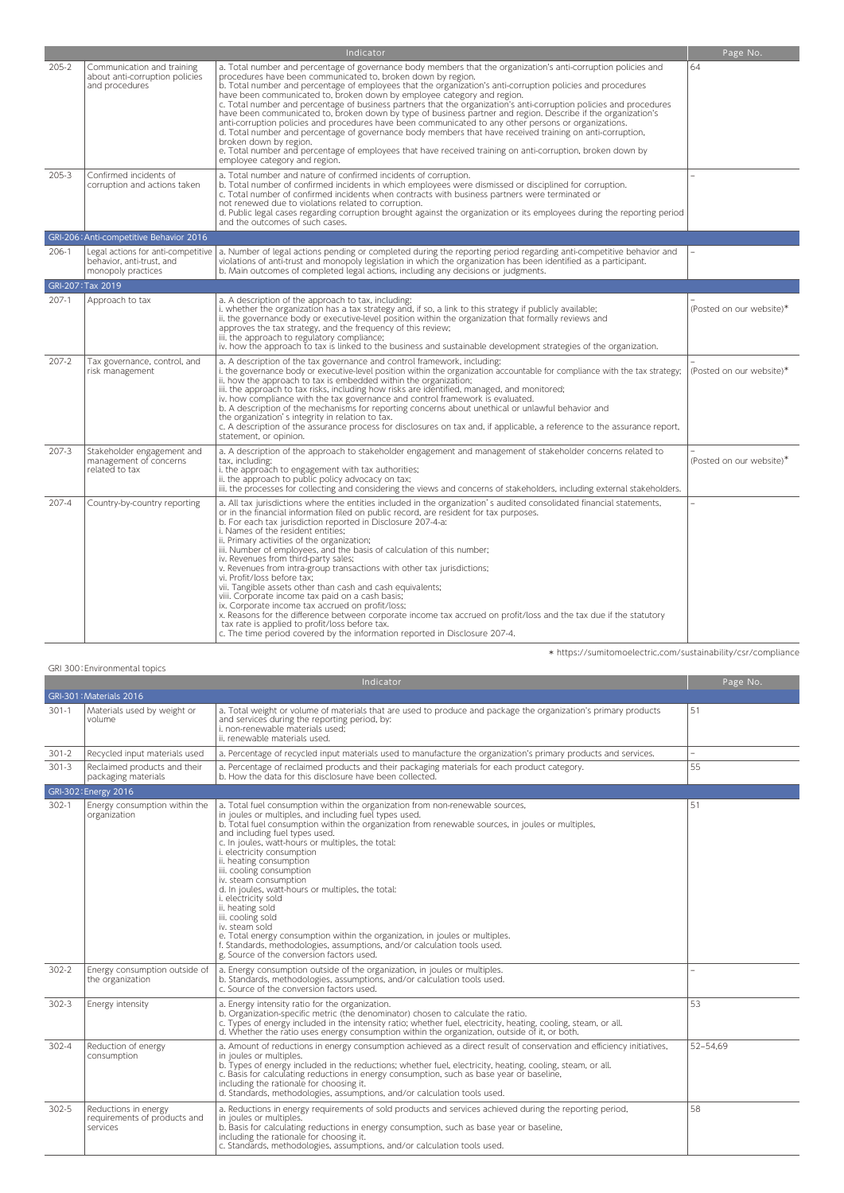| | | Indicator | Page No. |
|---|---|---|---|
| 205-2 | Communication and training about anti-corruption policies and procedures | a. Total number and percentage of governance body members that the organization's anti-corruption policies and procedures have been communicated to, broken down by region.<br>b. Total number and percentage of employees that the organization's anti-corruption policies and procedures have been communicated to, broken down by employee category and region.<br>c. Total number and percentage of business partners that the organization's anti-corruption policies and procedures have been communicated to, broken down by type of business partner and region. Describe if the organization's anti-corruption policies and procedures have been communicated to any other persons or organizations.<br>d. Total number and percentage of governance body members that have received training on anti-corruption, broken down by region.<br>e. Total number and percentage of employees that have received training on anti-corruption, broken down by employee category and region. | 64 |
| 205-3 | Confirmed incidents of corruption and actions taken | a. Total number and nature of confirmed incidents of corruption.<br>b. Total number of confirmed incidents in which employees were dismissed or disciplined for corruption.<br>c. Total number of confirmed incidents when contracts with business partners were terminated or not renewed due to violations related to corruption.<br>d. Public legal cases regarding corruption brought against the organization or its employees during the reporting period and the outcomes of such cases. | – |
| **GRI-206：Anti-competitive Behavior 2016** | | | |
| 206-1 | Legal actions for anti-competitive behavior, anti-trust, and monopoly practices | a. Number of legal actions pending or completed during the reporting period regarding anti-competitive behavior and violations of anti-trust and monopoly legislation in which the organization has been identified as a participant.<br>b. Main outcomes of completed legal actions, including any decisions or judgments. | – |
| **GRI-207：Tax 2019** | | | |
| 207-1 | Approach to tax | a. A description of the approach to tax, including:<br>i. whether the organization has a tax strategy and, if so, a link to this strategy if publicly available;<br>ii. the governance body or executive-level position within the organization that formally reviews and approves the tax strategy, and the frequency of this review;<br>iii. the approach to regulatory compliance;<br>iv. how the approach to tax is linked to the business and sustainable development strategies of the organization. | –<br>(Posted on our website)* |
| 207-2 | Tax governance, control, and risk management | a. A description of the tax governance and control framework, including:<br>i. the governance body or executive-level position within the organization accountable for compliance with the tax strategy;<br>ii. how the approach to tax is embedded within the organization;<br>iii. the approach to tax risks, including how risks are identified, managed, and monitored;<br>iv. how compliance with the tax governance and control framework is evaluated.<br>b. A description of the mechanisms for reporting concerns about unethical or unlawful behavior and the organization's integrity in relation to tax.<br>c. A description of the assurance process for disclosures on tax and, if applicable, a reference to the assurance report, statement, or opinion. | –<br>(Posted on our website)* |
| 207-3 | Stakeholder engagement and management of concerns related to tax | a. A description of the approach to stakeholder engagement and management of stakeholder concerns related to tax, including:<br>i. the approach to engagement with tax authorities;<br>ii. the approach to public policy advocacy on tax;<br>iii. the processes for collecting and considering the views and concerns of stakeholders, including external stakeholders. | –<br>(Posted on our website)* |
| 207-4 | Country-by-country reporting | a. All tax jurisdictions where the entities included in the organization's audited consolidated financial statements, or in the financial information filed on public record, are resident for tax purposes.<br>b. For each tax jurisdiction reported in Disclosure 207-4-a:<br>i. Names of the resident entities;<br>ii. Primary activities of the organization;<br>iii. Number of employees, and the basis of calculation of this number;<br>iv. Revenues from third-party sales;<br>v. Revenues from intra-group transactions with other tax jurisdictions;<br>vi. Profit/loss before tax;<br>vii. Tangible assets other than cash and cash equivalents;<br>viii. Corporate income tax paid on a cash basis;<br>ix. Corporate income tax accrued on profit/loss;<br>x. Reasons for the difference between corporate income tax accrued on profit/loss and the tax due if the statutory tax rate is applied to profit/loss before tax.<br>c. The time period covered by the information reported in Disclosure 207-4. | – |

* https://sumitomoelectric.com/sustainability/csr/compliance

GRI 300：Environmental topics

| | | Indicator | Page No. |
|---|---|---|---|
| **GRI-301：Materials 2016** | | | |
| 301-1 | Materials used by weight or volume | a. Total weight or volume of materials that are used to produce and package the organization's primary products and services during the reporting period, by:<br>i. non-renewable materials used;<br>ii. renewable materials used. | 51 |
| 301-2 | Recycled input materials used | a. Percentage of recycled input materials used to manufacture the organization's primary products and services. | – |
| 301-3 | Reclaimed products and their packaging materials | a. Percentage of reclaimed products and their packaging materials for each product category.<br>b. How the data for this disclosure have been collected. | 55 |
| **GRI-302：Energy 2016** | | | |
| 302-1 | Energy consumption within the organization | a. Total fuel consumption within the organization from non-renewable sources, in joules or multiples, and including fuel types used.<br>b. Total fuel consumption within the organization from renewable sources, in joules or multiples, and including fuel types used.<br>c. In joules, watt-hours or multiples, the total:<br>i. electricity consumption<br>ii. heating consumption<br>iii. cooling consumption<br>iv. steam consumption<br>d. In joules, watt-hours or multiples, the total:<br>i. electricity sold<br>ii. heating sold<br>iii. cooling sold<br>iv. steam sold<br>e. Total energy consumption within the organization, in joules or multiples.<br>f. Standards, methodologies, assumptions, and/or calculation tools used.<br>g. Source of the conversion factors used. | 51 |
| 302-2 | Energy consumption outside of the organization | a. Energy consumption outside of the organization, in joules or multiples.<br>b. Standards, methodologies, assumptions, and/or calculation tools used.<br>c. Source of the conversion factors used. | – |
| 302-3 | Energy intensity | a. Energy intensity ratio for the organization.<br>b. Organization-specific metric (the denominator) chosen to calculate the ratio.<br>c. Types of energy included in the intensity ratio; whether fuel, electricity, heating, cooling, steam, or all.<br>d. Whether the ratio uses energy consumption within the organization, outside of it, or both. | 53 |
| 302-4 | Reduction of energy consumption | a. Amount of reductions in energy consumption achieved as a direct result of conservation and efficiency initiatives, in joules or multiples.<br>b. Types of energy included in the reductions; whether fuel, electricity, heating, cooling, steam, or all.<br>c. Basis for calculating reductions in energy consumption, such as base year or baseline, including the rationale for choosing it.<br>d. Standards, methodologies, assumptions, and/or calculation tools used. | 52–54,69 |
| 302-5 | Reductions in energy requirements of products and services | a. Reductions in energy requirements of sold products and services achieved during the reporting period, in joules or multiples.<br>b. Basis for calculating reductions in energy consumption, such as base year or baseline, including the rationale for choosing it.<br>c. Standards, methodologies, assumptions, and/or calculation tools used. | 58 |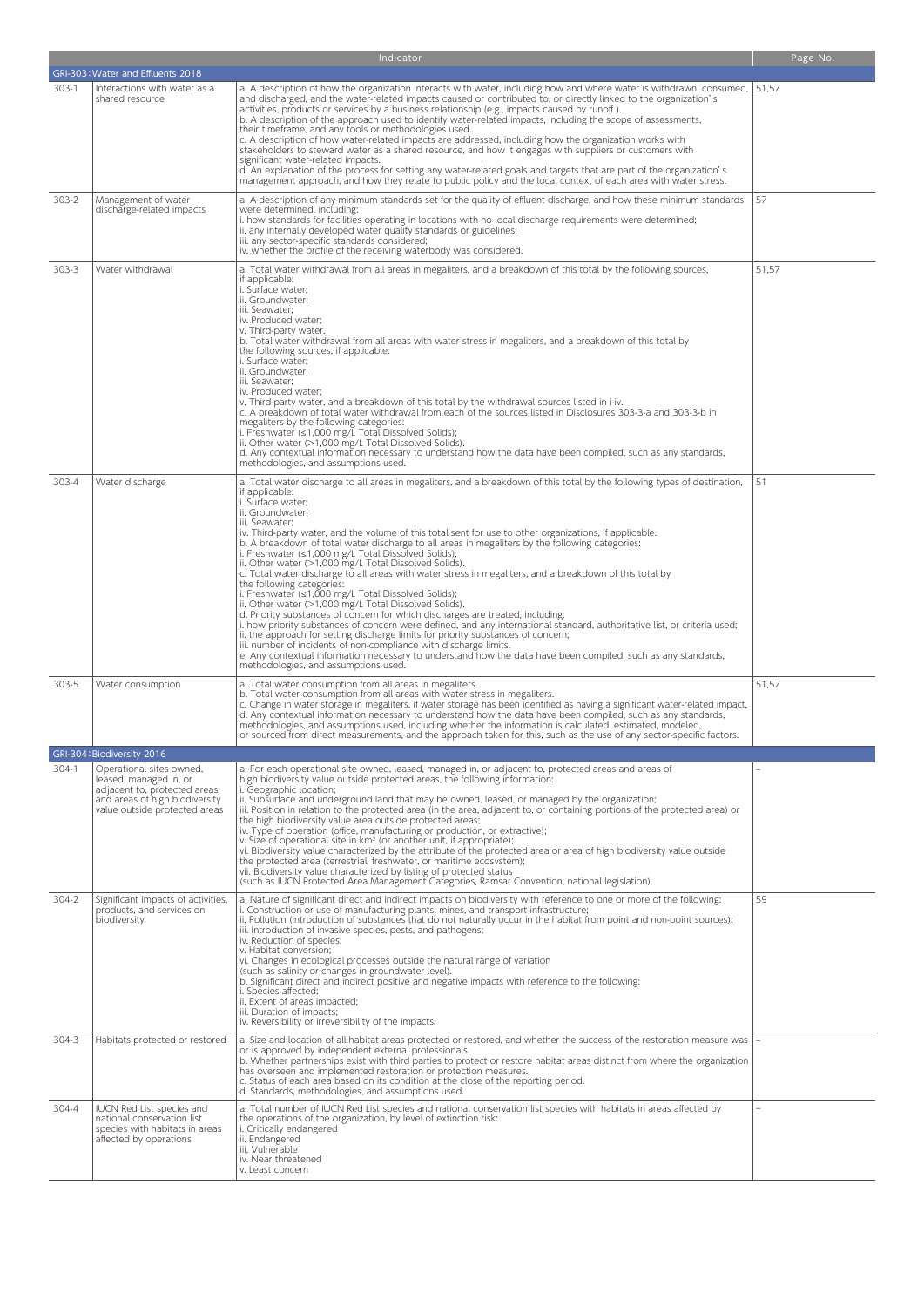| | | Indicator | Page No. |
|---|---|---|---|
| GRI-303：Water and Effluents 2018 | | | |
| 303-1 | Interactions with water as a shared resource | a. A description of how the organization interacts with water, including how and where water is withdrawn, consumed, and discharged, and the water-related impacts caused or contributed to, or directly linked to the organization's activities, products or services by a business relationship (e.g., impacts caused by runoff ).<br>b. A description of the approach used to identify water-related impacts, including the scope of assessments, their timeframe, and any tools or methodologies used.<br>c. A description of how water-related impacts are addressed, including how the organization works with stakeholders to steward water as a shared resource, and how it engages with suppliers or customers with significant water-related impacts.<br>d. An explanation of the process for setting any water-related goals and targets that are part of the organization's management approach, and how they relate to public policy and the local context of each area with water stress. | 51,57 |
| 303-2 | Management of water discharge-related impacts | a. A description of any minimum standards set for the quality of effluent discharge, and how these minimum standards were determined, including:<br>i. how standards for facilities operating in locations with no local discharge requirements were determined;<br>ii. any internally developed water quality standards or guidelines;<br>iii. any sector-specific standards considered;<br>iv. whether the profile of the receiving waterbody was considered. | 57 |
| 303-3 | Water withdrawal | a. Total water withdrawal from all areas in megaliters, and a breakdown of this total by the following sources, if applicable:<br>i. Surface water;<br>ii. Groundwater;<br>iii. Seawater;<br>iv. Produced water;<br>v. Third-party water.<br>b. Total water withdrawal from all areas with water stress in megaliters, and a breakdown of this total by the following sources, if applicable:<br>i. Surface water;<br>ii. Groundwater;<br>iii. Seawater;<br>iv. Produced water;<br>v. Third-party water, and a breakdown of this total by the withdrawal sources listed in i-iv.<br>c. A breakdown of total water withdrawal from each of the sources listed in Disclosures 303-3-a and 303-3-b in megaliters by the following categories:<br>i. Freshwater (≤1,000 mg/L Total Dissolved Solids);<br>ii. Other water (>1,000 mg/L Total Dissolved Solids).<br>d. Any contextual information necessary to understand how the data have been compiled, such as any standards, methodologies, and assumptions used. | 51,57 |
| 303-4 | Water discharge | a. Total water discharge to all areas in megaliters, and a breakdown of this total by the following types of destination, if applicable:<br>i. Surface water;<br>ii. Groundwater;<br>iii. Seawater;<br>iv. Third-party water, and the volume of this total sent for use to other organizations, if applicable.<br>b. A breakdown of total water discharge to all areas in megaliters by the following categories:<br>i. Freshwater (≤1,000 mg/L Total Dissolved Solids);<br>ii. Other water (>1,000 mg/L Total Dissolved Solids).<br>c. Total water discharge to all areas with water stress in megaliters, and a breakdown of this total by the following categories:<br>i. Freshwater (≤1,000 mg/L Total Dissolved Solids);<br>ii. Other water (>1,000 mg/L Total Dissolved Solids).<br>d. Priority substances of concern for which discharges are treated, including:<br>i. how priority substances of concern were defined, and any international standard, authoritative list, or criteria used;<br>ii. the approach for setting discharge limits for priority substances of concern;<br>iii. number of incidents of non-compliance with discharge limits.<br>e. Any contextual information necessary to understand how the data have been compiled, such as any standards, methodologies, and assumptions used. | 51 |
| 303-5 | Water consumption | a. Total water consumption from all areas in megaliters.<br>b. Total water consumption from all areas with water stress in megaliters.<br>c. Change in water storage in megaliters, if water storage has been identified as having a significant water-related impact.<br>d. Any contextual information necessary to understand how the data have been compiled, such as any standards, methodologies, and assumptions used, including whether the information is calculated, estimated, modeled, or sourced from direct measurements, and the approach taken for this, such as the use of any sector-specific factors. | 51,57 |
| GRI-304：Biodiversity 2016 | | | |
| 304-1 | Operational sites owned, leased, managed in, or adjacent to, protected areas and areas of high biodiversity value outside protected areas | a. For each operational site owned, leased, managed in, or adjacent to, protected areas and areas of high biodiversity value outside protected areas, the following information:<br>i. Geographic location;<br>ii. Subsurface and underground land that may be owned, leased, or managed by the organization;<br>iii. Position in relation to the protected area (in the area, adjacent to, or containing portions of the protected area) or the high biodiversity value area outside protected areas;<br>iv. Type of operation (office, manufacturing or production, or extractive);<br>v. Size of operational site in km² (or another unit, if appropriate);<br>vi. Biodiversity value characterized by the attribute of the protected area or area of high biodiversity value outside the protected area (terrestrial, freshwater, or maritime ecosystem);<br>vii. Biodiversity value characterized by listing of protected status (such as IUCN Protected Area Management Categories, Ramsar Convention, national legislation). | – |
| 304-2 | Significant impacts of activities, products, and services on biodiversity | a. Nature of significant direct and indirect impacts on biodiversity with reference to one or more of the following:<br>i. Construction or use of manufacturing plants, mines, and transport infrastructure;<br>ii. Pollution (introduction of substances that do not naturally occur in the habitat from point and non-point sources);<br>iii. Introduction of invasive species, pests, and pathogens;<br>iv. Reduction of species;<br>v. Habitat conversion;<br>vi. Changes in ecological processes outside the natural range of variation (such as salinity or changes in groundwater level).<br>b. Significant direct and indirect positive and negative impacts with reference to the following:<br>i. Species affected;<br>ii. Extent of areas impacted;<br>iii. Duration of impacts;<br>iv. Reversibility or irreversibility of the impacts. | 59 |
| 304-3 | Habitats protected or restored | a. Size and location of all habitat areas protected or restored, and whether the success of the restoration measure was or is approved by independent external professionals.<br>b. Whether partnerships exist with third parties to protect or restore habitat areas distinct from where the organization has overseen and implemented restoration or protection measures.<br>c. Status of each area based on its condition at the close of the reporting period.<br>d. Standards, methodologies, and assumptions used. | – |
| 304-4 | IUCN Red List species and national conservation list species with habitats in areas affected by operations | a. Total number of IUCN Red List species and national conservation list species with habitats in areas affected by the operations of the organization, by level of extinction risk:<br>i. Critically endangered<br>ii. Endangered<br>iii. Vulnerable<br>iv. Near threatened<br>v. Least concern | – |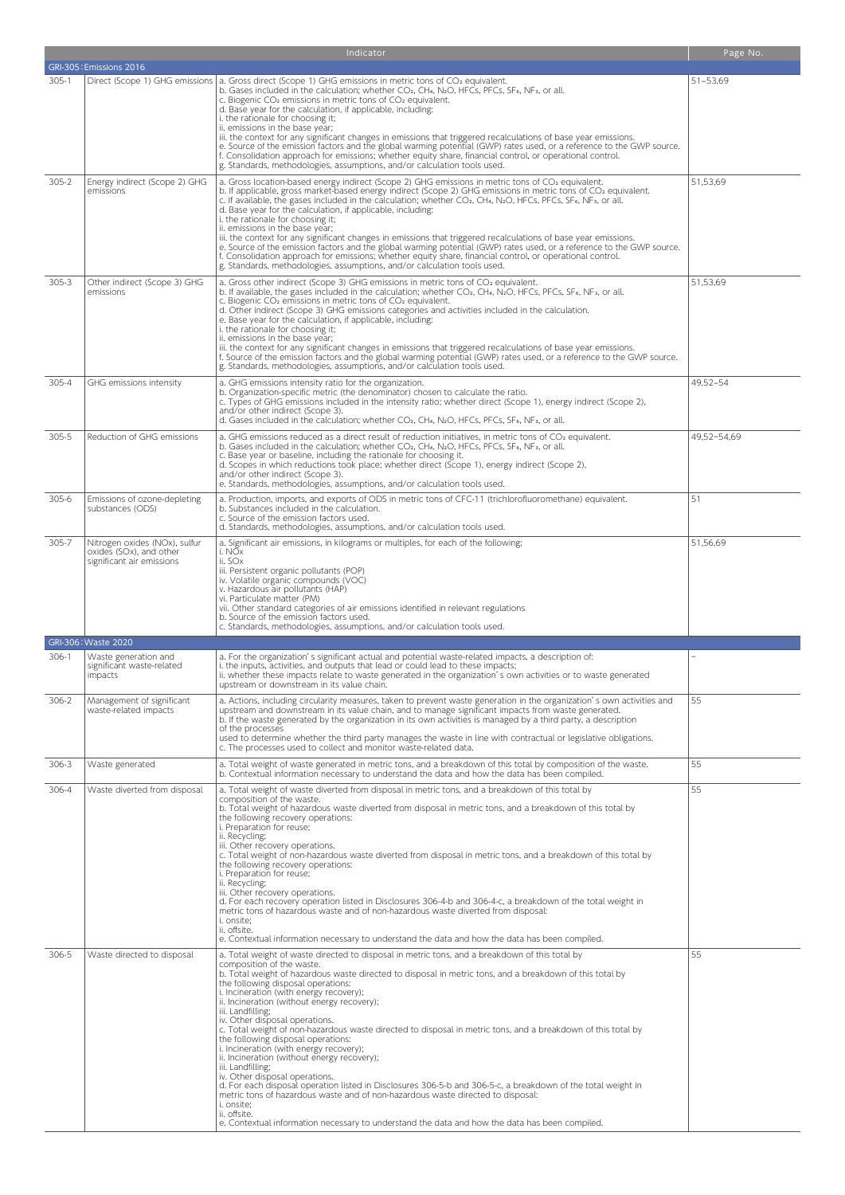| | | Indicator | Page No. |
|---|---|---|---|
| **GRI-305：Emissions 2016** | | | |
| 305-1 | Direct (Scope 1) GHG emissions | a. Gross direct (Scope 1) GHG emissions in metric tons of $CO_2$ equivalent.<br>b. Gases included in the calculation; whether $CO_2$, $CH_4$, $N_2O$, HFCs, PFCs, $SF_6$, $NF_3$, or all.<br>c. Biogenic $CO_2$ emissions in metric tons of $CO_2$ equivalent.<br>d. Base year for the calculation, if applicable, including:<br>i. the rationale for choosing it;<br>ii. emissions in the base year;<br>iii. the context for any significant changes in emissions that triggered recalculations of base year emissions.<br>e. Source of the emission factors and the global warming potential (GWP) rates used, or a reference to the GWP source.<br>f. Consolidation approach for emissions; whether equity share, financial control, or operational control.<br>g. Standards, methodologies, assumptions, and/or calculation tools used. | 51–53,69 |
| 305-2 | Energy indirect (Scope 2) GHG emissions | a. Gross location-based energy indirect (Scope 2) GHG emissions in metric tons of $CO_2$ equivalent.<br>b. If applicable, gross market-based energy indirect (Scope 2) GHG emissions in metric tons of $CO_2$ equivalent.<br>c. If available, the gases included in the calculation; whether $CO_2$, $CH_4$, $N_2O$, HFCs, PFCs, $SF_6$, $NF_3$, or all.<br>d. Base year for the calculation, if applicable, including:<br>i. the rationale for choosing it;<br>ii. emissions in the base year;<br>iii. the context for any significant changes in emissions that triggered recalculations of base year emissions.<br>e. Source of the emission factors and the global warming potential (GWP) rates used, or a reference to the GWP source.<br>f. Consolidation approach for emissions; whether equity share, financial control, or operational control.<br>g. Standards, methodologies, assumptions, and/or calculation tools used. | 51,53,69 |
| 305-3 | Other indirect (Scope 3) GHG emissions | a. Gross other indirect (Scope 3) GHG emissions in metric tons of $CO_2$ equivalent.<br>b. If available, the gases included in the calculation; whether $CO_2$, $CH_4$, $N_2O$, HFCs, PFCs, $SF_6$, $NF_3$, or all.<br>c. Biogenic $CO_2$ emissions in metric tons of $CO_2$ equivalent.<br>d. Other indirect (Scope 3) GHG emissions categories and activities included in the calculation.<br>e. Base year for the calculation, if applicable, including:<br>i. the rationale for choosing it;<br>ii. emissions in the base year;<br>iii. the context for any significant changes in emissions that triggered recalculations of base year emissions.<br>f. Source of the emission factors and the global warming potential (GWP) rates used, or a reference to the GWP source.<br>g. Standards, methodologies, assumptions, and/or calculation tools used. | 51,53,69 |
| 305-4 | GHG emissions intensity | a. GHG emissions intensity ratio for the organization.<br>b. Organization-specific metric (the denominator) chosen to calculate the ratio.<br>c. Types of GHG emissions included in the intensity ratio; whether direct (Scope 1), energy indirect (Scope 2), and/or other indirect (Scope 3).<br>d. Gases included in the calculation; whether $CO_2$, $CH_4$, $N_2O$, HFCs, PFCs, $SF_6$, $NF_3$, or all. | 49,52–54 |
| 305-5 | Reduction of GHG emissions | a. GHG emissions reduced as a direct result of reduction initiatives, in metric tons of $CO_2$ equivalent.<br>b. Gases included in the calculation; whether $CO_2$, $CH_4$, $N_2O$, HFCs, PFCs, $SF_6$, $NF_3$, or all.<br>c. Base year or baseline, including the rationale for choosing it.<br>d. Scopes in which reductions took place; whether direct (Scope 1), energy indirect (Scope 2), and/or other indirect (Scope 3).<br>e. Standards, methodologies, assumptions, and/or calculation tools used. | 49,52–54,69 |
| 305-6 | Emissions of ozone-depleting substances (ODS) | a. Production, imports, and exports of ODS in metric tons of CFC-11 (trichlorofluoromethane) equivalent.<br>b. Substances included in the calculation.<br>c. Source of the emission factors used.<br>d. Standards, methodologies, assumptions, and/or calculation tools used. | 51 |
| 305-7 | Nitrogen oxides (NOx), sulfur oxides (SOx), and other significant air emissions | a. Significant air emissions, in kilograms or multiples, for each of the following:<br>i. NOx<br>ii. SOx<br>iii. Persistent organic pollutants (POP)<br>iv. Volatile organic compounds (VOC)<br>v. Hazardous air pollutants (HAP)<br>vi. Particulate matter (PM)<br>vii. Other standard categories of air emissions identified in relevant regulations<br>b. Source of the emission factors used.<br>c. Standards, methodologies, assumptions, and/or calculation tools used. | 51,56,69 |
| **GRI-306：Waste 2020** | | | |
| 306-1 | Waste generation and significant waste-related impacts | a. For the organization's significant actual and potential waste-related impacts, a description of:<br>i. the inputs, activities, and outputs that lead or could lead to these impacts;<br>ii. whether these impacts relate to waste generated in the organization's own activities or to waste generated upstream or downstream in its value chain. | – |
| 306-2 | Management of significant waste-related impacts | a. Actions, including circularity measures, taken to prevent waste generation in the organization's own activities and upstream and downstream in its value chain, and to manage significant impacts from waste generated.<br>b. If the waste generated by the organization in its own activities is managed by a third party, a description of the processes used to determine whether the third party manages the waste in line with contractual or legislative obligations.<br>c. The processes used to collect and monitor waste-related data. | 55 |
| 306-3 | Waste generated | a. Total weight of waste generated in metric tons, and a breakdown of this total by composition of the waste.<br>b. Contextual information necessary to understand the data and how the data has been compiled. | 55 |
| 306-4 | Waste diverted from disposal | a. Total weight of waste diverted from disposal in metric tons, and a breakdown of this total by composition of the waste.<br>b. Total weight of hazardous waste diverted from disposal in metric tons, and a breakdown of this total by the following recovery operations:<br>i. Preparation for reuse;<br>ii. Recycling;<br>iii. Other recovery operations.<br>c. Total weight of non-hazardous waste diverted from disposal in metric tons, and a breakdown of this total by the following recovery operations:<br>i. Preparation for reuse;<br>ii. Recycling;<br>iii. Other recovery operations.<br>d. For each recovery operation listed in Disclosures 306-4-b and 306-4-c, a breakdown of the total weight in metric tons of hazardous waste and of non-hazardous waste diverted from disposal:<br>i. onsite;<br>ii. offsite.<br>e. Contextual information necessary to understand the data and how the data has been compiled. | 55 |
| 306-5 | Waste directed to disposal | a. Total weight of waste directed to disposal in metric tons, and a breakdown of this total by composition of the waste.<br>b. Total weight of hazardous waste directed to disposal in metric tons, and a breakdown of this total by the following disposal operations:<br>i. Incineration (with energy recovery);<br>ii. Incineration (without energy recovery);<br>iii. Landfilling;<br>iv. Other disposal operations.<br>c. Total weight of non-hazardous waste directed to disposal in metric tons, and a breakdown of this total by the following disposal operations:<br>i. Incineration (with energy recovery);<br>ii. Incineration (without energy recovery);<br>iii. Landfilling;<br>iv. Other disposal operations.<br>d. For each disposal operation listed in Disclosures 306-5-b and 306-5-c, a breakdown of the total weight in metric tons of hazardous waste and of non-hazardous waste directed to disposal:<br>i. onsite;<br>ii. offsite.<br>e. Contextual information necessary to understand the data and how the data has been compiled. | 55 |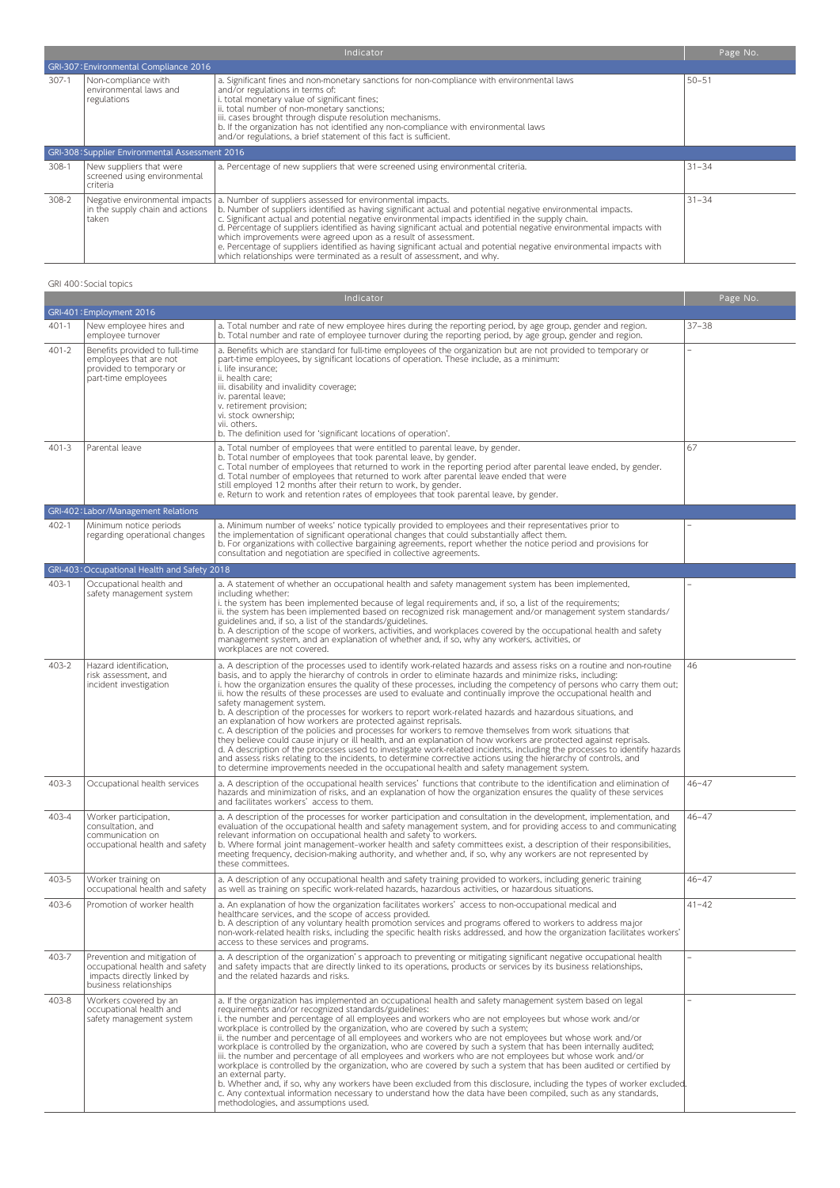| | | Indicator | Page No. |
|---|---|---|---|
| **GRI-307: Environmental Compliance 2016** | | | |
| 307-1 | Non-compliance with environmental laws and regulations | a. Significant fines and non-monetary sanctions for non-compliance with environmental laws and/or regulations in terms of:<br>i. total monetary value of significant fines;<br>ii. total number of non-monetary sanctions;<br>iii. cases brought through dispute resolution mechanisms.<br>b. If the organization has not identified any non-compliance with environmental laws and/or regulations, a brief statement of this fact is sufficient. | 50–51 |
| **GRI-308: Supplier Environmental Assessment 2016** | | | |
| 308-1 | New suppliers that were screened using environmental criteria | a. Percentage of new suppliers that were screened using environmental criteria. | 31–34 |
| 308-2 | Negative environmental impacts in the supply chain and actions taken | a. Number of suppliers assessed for environmental impacts.<br>b. Number of suppliers identified as having significant actual and potential negative environmental impacts.<br>c. Significant actual and potential negative environmental impacts identified in the supply chain.<br>d. Percentage of suppliers identified as having significant actual and potential negative environmental impacts with which improvements were agreed upon as a result of assessment.<br>e. Percentage of suppliers identified as having significant actual and potential negative environmental impacts with which relationships were terminated as a result of assessment, and why. | 31–34 |

GRI 400: Social topics

| | | Indicator | Page No. |
|---|---|---|---|
| **GRI-401: Employment 2016** | | | |
| 401-1 | New employee hires and employee turnover | a. Total number and rate of new employee hires during the reporting period, by age group, gender and region.<br>b. Total number and rate of employee turnover during the reporting period, by age group, gender and region. | 37–38 |
| 401-2 | Benefits provided to full-time employees that are not provided to temporary or part-time employees | a. Benefits which are standard for full-time employees of the organization but are not provided to temporary or part-time employees, by significant locations of operation. These include, as a minimum:<br>i. life insurance;<br>ii. health care;<br>iii. disability and invalidity coverage;<br>iv. parental leave;<br>v. retirement provision;<br>vi. stock ownership;<br>vii. others.<br>b. The definition used for 'significant locations of operation'. | – |
| 401-3 | Parental leave | a. Total number of employees that were entitled to parental leave, by gender.<br>b. Total number of employees that took parental leave, by gender.<br>c. Total number of employees that returned to work in the reporting period after parental leave ended, by gender.<br>d. Total number of employees that returned to work after parental leave ended that were still employed 12 months after their return to work, by gender.<br>e. Return to work and retention rates of employees that took parental leave, by gender. | 67 |
| **GRI-402: Labor/Management Relations** | | | |
| 402-1 | Minimum notice periods regarding operational changes | a. Minimum number of weeks' notice typically provided to employees and their representatives prior to the implementation of significant operational changes that could substantially affect them.<br>b. For organizations with collective bargaining agreements, report whether the notice period and provisions for consultation and negotiation are specified in collective agreements. | – |
| **GRI-403: Occupational Health and Safety 2018** | | | |
| 403-1 | Occupational health and safety management system | a. A statement of whether an occupational health and safety management system has been implemented, including whether:<br>i. the system has been implemented because of legal requirements and, if so, a list of the requirements;<br>ii. the system has been implemented based on recognized risk management and/or management system standards/guidelines and, if so, a list of the standards/guidelines.<br>b. A description of the scope of workers, activities, and workplaces covered by the occupational health and safety management system, and an explanation of whether and, if so, why any workers, activities, or workplaces are not covered. | – |
| 403-2 | Hazard identification, risk assessment, and incident investigation | a. A description of the processes used to identify work-related hazards and assess risks on a routine and non-routine basis, and to apply the hierarchy of controls in order to eliminate hazards and minimize risks, including:<br>i. how the organization ensures the quality of these processes, including the competency of persons who carry them out;<br>ii. how the results of these processes are used to evaluate and continually improve the occupational health and safety management system.<br>b. A description of the processes for workers to report work-related hazards and hazardous situations, and an explanation of how workers are protected against reprisals.<br>c. A description of the policies and processes for workers to remove themselves from work situations that they believe could cause injury or ill health, and an explanation of how workers are protected against reprisals.<br>d. A description of the processes used to investigate work-related incidents, including the processes to identify hazards and assess risks relating to the incidents, to determine corrective actions using the hierarchy of controls, and to determine improvements needed in the occupational health and safety management system. | 46 |
| 403-3 | Occupational health services | a. A description of the occupational health services' functions that contribute to the identification and elimination of hazards and minimization of risks, and an explanation of how the organization ensures the quality of these services and facilitates workers' access to them. | 46–47 |
| 403-4 | Worker participation, consultation, and communication on occupational health and safety | a. A description of the processes for worker participation and consultation in the development, implementation, and evaluation of the occupational health and safety management system, and for providing access to and communicating relevant information on occupational health and safety to workers.<br>b. Where formal joint management–worker health and safety committees exist, a description of their responsibilities, meeting frequency, decision-making authority, and whether and, if so, why any workers are not represented by these committees. | 46–47 |
| 403-5 | Worker training on occupational health and safety | a. A description of any occupational health and safety training provided to workers, including generic training as well as training on specific work-related hazards, hazardous activities, or hazardous situations. | 46–47 |
| 403-6 | Promotion of worker health | a. An explanation of how the organization facilitates workers' access to non-occupational medical and healthcare services, and the scope of access provided.<br>b. A description of any voluntary health promotion services and programs offered to workers to address major non-work-related health risks, including the specific health risks addressed, and how the organization facilitates workers' access to these services and programs. | 41–42 |
| 403-7 | Prevention and mitigation of occupational health and safety impacts directly linked by business relationships | a. A description of the organization's approach to preventing or mitigating significant negative occupational health and safety impacts that are directly linked to its operations, products or services by its business relationships, and the related hazards and risks. | – |
| 403-8 | Workers covered by an occupational health and safety management system | a. If the organization has implemented an occupational health and safety management system based on legal requirements and/or recognized standards/guidelines:<br>i. the number and percentage of all employees and workers who are not employees but whose work and/or workplace is controlled by the organization, who are covered by such a system;<br>ii. the number and percentage of all employees and workers who are not employees but whose work and/or workplace is controlled by the organization, who are covered by such a system that has been internally audited;<br>iii. the number and percentage of all employees and workers who are not employees but whose work and/or workplace is controlled by the organization, who are covered by such a system that has been audited or certified by an external party.<br>b. Whether and, if so, why any workers have been excluded from this disclosure, including the types of worker excluded.<br>c. Any contextual information necessary to understand how the data have been compiled, such as any standards, methodologies, and assumptions used. | – |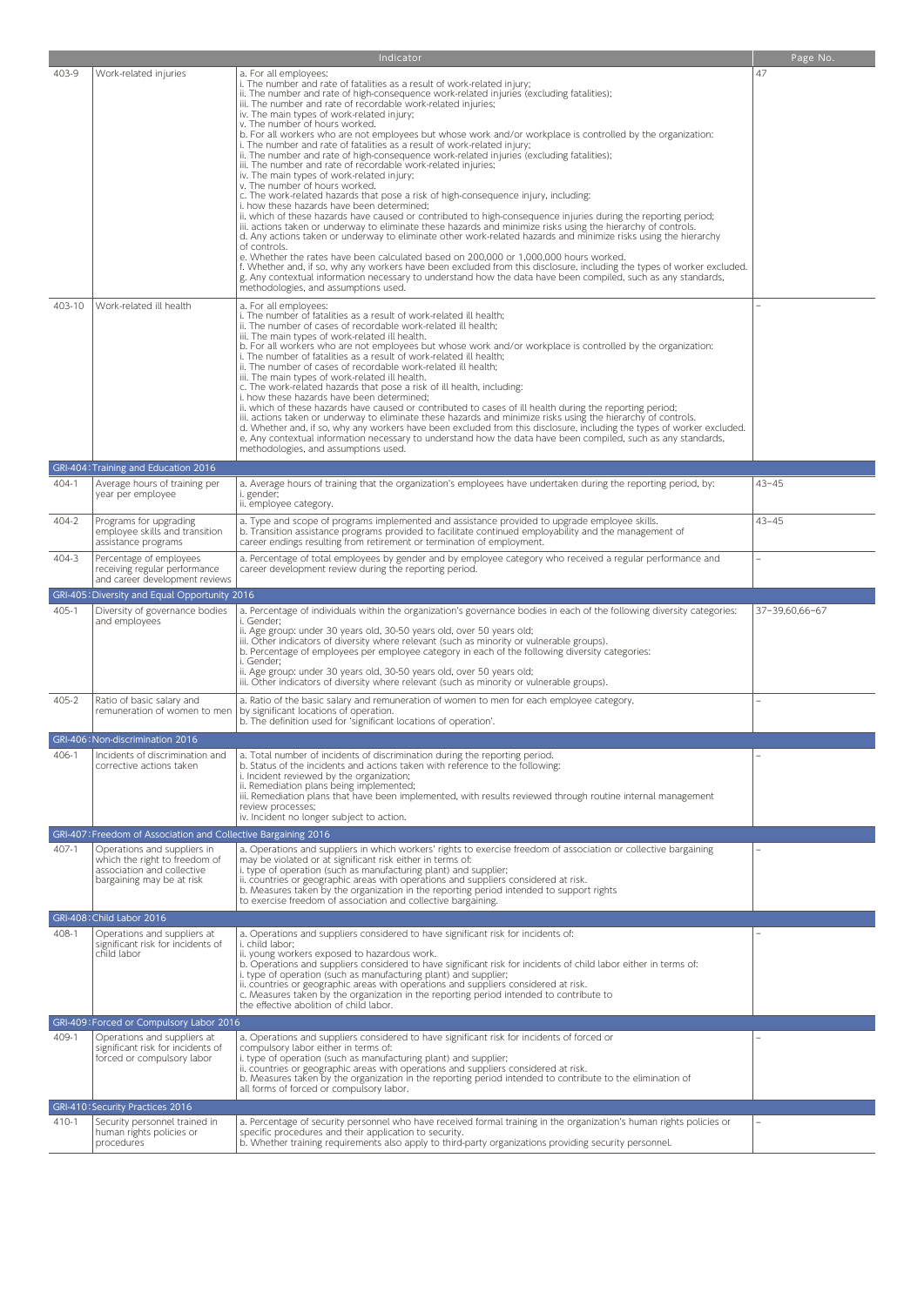| | | Indicator | Page No. |
|---|---|---|---|
| 403-9 | Work-related injuries | a. For all employees:<br>i. The number and rate of fatalities as a result of work-related injury;<br>ii. The number and rate of high-consequence work-related injuries (excluding fatalities);<br>iii. The number and rate of recordable work-related injuries;<br>iv. The main types of work-related injury;<br>v. The number of hours worked.<br>b. For all workers who are not employees but whose work and/or workplace is controlled by the organization:<br>i. The number and rate of fatalities as a result of work-related injury;<br>ii. The number and rate of high-consequence work-related injuries (excluding fatalities);<br>iii. The number and rate of recordable work-related injuries;<br>iv. The main types of work-related injury;<br>v. The number of hours worked.<br>c. The work-related hazards that pose a risk of high-consequence injury, including:<br>i. how these hazards have been determined;<br>ii. which of these hazards have caused or contributed to high-consequence injuries during the reporting period;<br>iii. actions taken or underway to eliminate these hazards and minimize risks using the hierarchy of controls.<br>d. Any actions taken or underway to eliminate other work-related hazards and minimize risks using the hierarchy of controls.<br>e. Whether the rates have been calculated based on 200,000 or 1,000,000 hours worked.<br>f. Whether and, if so, why any workers have been excluded from this disclosure, including the types of worker excluded.<br>g. Any contextual information necessary to understand how the data have been compiled, such as any standards, methodologies, and assumptions used. | 47 |
| 403-10 | Work-related ill health | a. For all employees:<br>i. The number of fatalities as a result of work-related ill health;<br>ii. The number of cases of recordable work-related ill health;<br>iii. The main types of work-related ill health.<br>b. For all workers who are not employees but whose work and/or workplace is controlled by the organization:<br>i. The number of fatalities as a result of work-related ill health;<br>ii. The number of cases of recordable work-related ill health;<br>iii. The main types of work-related ill health.<br>c. The work-related hazards that pose a risk of ill health, including:<br>i. how these hazards have been determined;<br>ii. which of these hazards have caused or contributed to cases of ill health during the reporting period;<br>iii. actions taken or underway to eliminate these hazards and minimize risks using the hierarchy of controls.<br>d. Whether and, if so, why any workers have been excluded from this disclosure, including the types of worker excluded.<br>e. Any contextual information necessary to understand how the data have been compiled, such as any standards, methodologies, and assumptions used. | – |
| GRI-404: Training and Education 2016 | | | |
| 404-1 | Average hours of training per year per employee | a. Average hours of training that the organization's employees have undertaken during the reporting period, by:<br>i. gender;<br>ii. employee category. | 43–45 |
| 404-2 | Programs for upgrading employee skills and transition assistance programs | a. Type and scope of programs implemented and assistance provided to upgrade employee skills.<br>b. Transition assistance programs provided to facilitate continued employability and the management of career endings resulting from retirement or termination of employment. | 43–45 |
| 404-3 | Percentage of employees receiving regular performance and career development reviews | a. Percentage of total employees by gender and by employee category who received a regular performance and career development review during the reporting period. | – |
| GRI-405: Diversity and Equal Opportunity 2016 | | | |
| 405-1 | Diversity of governance bodies and employees | a. Percentage of individuals within the organization's governance bodies in each of the following diversity categories:<br>i. Gender;<br>ii. Age group: under 30 years old, 30-50 years old, over 50 years old;<br>iii. Other indicators of diversity where relevant (such as minority or vulnerable groups).<br>b. Percentage of employees per employee category in each of the following diversity categories:<br>i. Gender;<br>ii. Age group: under 30 years old, 30-50 years old, over 50 years old;<br>iii. Other indicators of diversity where relevant (such as minority or vulnerable groups). | 37–39,60,66–67 |
| 405-2 | Ratio of basic salary and remuneration of women to men | a. Ratio of the basic salary and remuneration of women to men for each employee category, by significant locations of operation.<br>b. The definition used for 'significant locations of operation'. | – |
| GRI-406: Non-discrimination 2016 | | | |
| 406-1 | Incidents of discrimination and corrective actions taken | a. Total number of incidents of discrimination during the reporting period.<br>b. Status of the incidents and actions taken with reference to the following:<br>i. Incident reviewed by the organization;<br>ii. Remediation plans being implemented;<br>iii. Remediation plans that have been implemented, with results reviewed through routine internal management review processes;<br>iv. Incident no longer subject to action. | – |
| GRI-407: Freedom of Association and Collective Bargaining 2016 | | | |
| 407-1 | Operations and suppliers in which the right to freedom of association and collective bargaining may be at risk | a. Operations and suppliers in which workers' rights to exercise freedom of association or collective bargaining may be violated or at significant risk either in terms of:<br>i. type of operation (such as manufacturing plant) and supplier;<br>ii. countries or geographic areas with operations and suppliers considered at risk.<br>b. Measures taken by the organization in the reporting period intended to support rights to exercise freedom of association and collective bargaining. | – |
| GRI-408: Child Labor 2016 | | | |
| 408-1 | Operations and suppliers at significant risk for incidents of child labor | a. Operations and suppliers considered to have significant risk for incidents of:<br>i. child labor;<br>ii. young workers exposed to hazardous work.<br>b. Operations and suppliers considered to have significant risk for incidents of child labor either in terms of:<br>i. type of operation (such as manufacturing plant) and supplier;<br>ii. countries or geographic areas with operations and suppliers considered at risk.<br>c. Measures taken by the organization in the reporting period intended to contribute to the effective abolition of child labor. | – |
| GRI-409: Forced or Compulsory Labor 2016 | | | |
| 409-1 | Operations and suppliers at significant risk for incidents of forced or compulsory labor | a. Operations and suppliers considered to have significant risk for incidents of forced or compulsory labor either in terms of:<br>i. type of operation (such as manufacturing plant) and supplier;<br>ii. countries or geographic areas with operations and suppliers considered at risk.<br>b. Measures taken by the organization in the reporting period intended to contribute to the elimination of all forms of forced or compulsory labor. | – |
| GRI-410: Security Practices 2016 | | | |
| 410-1 | Security personnel trained in human rights policies or procedures | a. Percentage of security personnel who have received formal training in the organization's human rights policies or specific procedures and their application to security.<br>b. Whether training requirements also apply to third-party organizations providing security personnel. | – |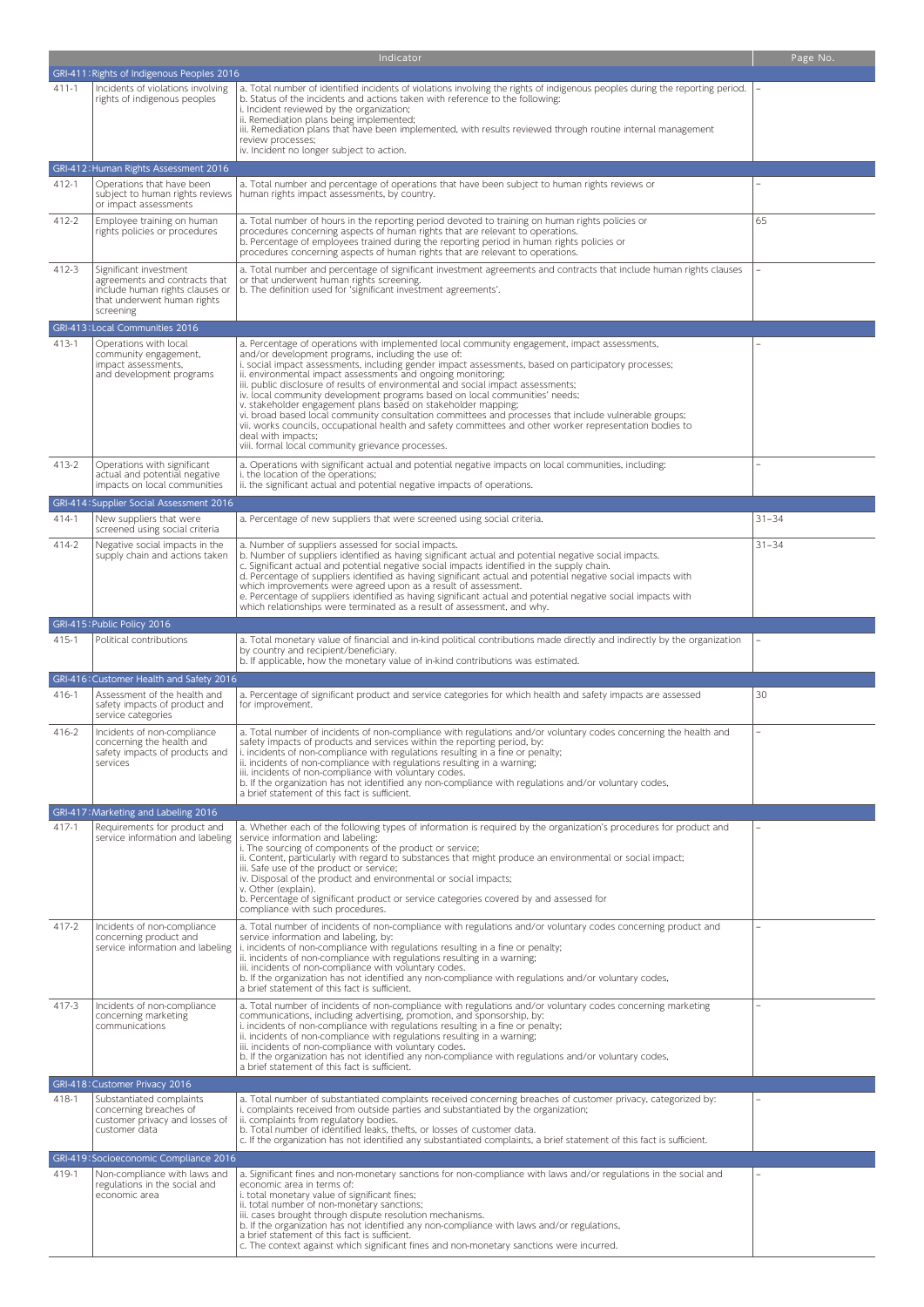| | | Indicator | Page No. |
|---|---|---|---|
| **GRI-411 : Rights of Indigenous Peoples 2016** | | | |
| 411-1 | Incidents of violations involving rights of indigenous peoples | a. Total number of identified incidents of violations involving the rights of indigenous peoples during the reporting period.<br>b. Status of the incidents and actions taken with reference to the following:<br>i. Incident reviewed by the organization;<br>ii. Remediation plans being implemented;<br>iii. Remediation plans that have been implemented, with results reviewed through routine internal management review processes;<br>iv. Incident no longer subject to action. | – |
| **GRI-412 : Human Rights Assessment 2016** | | | |
| 412-1 | Operations that have been subject to human rights reviews or impact assessments | a. Total number and percentage of operations that have been subject to human rights reviews or human rights impact assessments, by country. | – |
| 412-2 | Employee training on human rights policies or procedures | a. Total number of hours in the reporting period devoted to training on human rights policies or procedures concerning aspects of human rights that are relevant to operations.<br>b. Percentage of employees trained during the reporting period in human rights policies or procedures concerning aspects of human rights that are relevant to operations. | 65 |
| 412-3 | Significant investment agreements and contracts that include human rights clauses or that underwent human rights screening | a. Total number and percentage of significant investment agreements and contracts that include human rights clauses or that underwent human rights screening.<br>b. The definition used for 'significant investment agreements'. | – |
| **GRI-413 : Local Communities 2016** | | | |
| 413-1 | Operations with local community engagement, impact assessments, and development programs | a. Percentage of operations with implemented local community engagement, impact assessments, and/or development programs, including the use of:<br>i. social impact assessments, including gender impact assessments, based on participatory processes;<br>ii. environmental impact assessments and ongoing monitoring;<br>iii. public disclosure of results of environmental and social impact assessments;<br>iv. local community development programs based on local communities' needs;<br>v. stakeholder engagement plans based on stakeholder mapping;<br>vi. broad based local community consultation committees and processes that include vulnerable groups;<br>vii. works councils, occupational health and safety committees and other worker representation bodies to deal with impacts;<br>viii. formal local community grievance processes. | – |
| 413-2 | Operations with significant actual and potential negative impacts on local communities | a. Operations with significant actual and potential negative impacts on local communities, including:<br>i. the location of the operations;<br>ii. the significant actual and potential negative impacts of operations. | – |
| **GRI-414 : Supplier Social Assessment 2016** | | | |
| 414-1 | New suppliers that were screened using social criteria | a. Percentage of new suppliers that were screened using social criteria. | 31–34 |
| 414-2 | Negative social impacts in the supply chain and actions taken | a. Number of suppliers assessed for social impacts.<br>b. Number of suppliers identified as having significant actual and potential negative social impacts.<br>c. Significant actual and potential negative social impacts identified in the supply chain.<br>d. Percentage of suppliers identified as having significant actual and potential negative social impacts with which improvements were agreed upon as a result of assessment.<br>e. Percentage of suppliers identified as having significant actual and potential negative social impacts with which relationships were terminated as a result of assessment, and why. | 31–34 |
| **GRI-415 : Public Policy 2016** | | | |
| 415-1 | Political contributions | a. Total monetary value of financial and in-kind political contributions made directly and indirectly by the organization by country and recipient/beneficiary.<br>b. If applicable, how the monetary value of in-kind contributions was estimated. | – |
| **GRI-416 : Customer Health and Safety 2016** | | | |
| 416-1 | Assessment of the health and safety impacts of product and service categories | a. Percentage of significant product and service categories for which health and safety impacts are assessed for improvement. | 30 |
| 416-2 | Incidents of non-compliance concerning the health and safety impacts of products and services | a. Total number of incidents of non-compliance with regulations and/or voluntary codes concerning the health and safety impacts of products and services within the reporting period, by:<br>i. incidents of non-compliance with regulations resulting in a fine or penalty;<br>ii. incidents of non-compliance with regulations resulting in a warning;<br>iii. incidents of non-compliance with voluntary codes.<br>b. If the organization has not identified any non-compliance with regulations and/or voluntary codes, a brief statement of this fact is sufficient. | – |
| **GRI-417 : Marketing and Labeling 2016** | | | |
| 417-1 | Requirements for product and service information and labeling | a. Whether each of the following types of information is required by the organization's procedures for product and service information and labeling:<br>i. The sourcing of components of the product or service;<br>ii. Content, particularly with regard to substances that might produce an environmental or social impact;<br>iii. Safe use of the product or service;<br>iv. Disposal of the product and environmental or social impacts;<br>v. Other (explain).<br>b. Percentage of significant product or service categories covered by and assessed for compliance with such procedures. | – |
| 417-2 | Incidents of non-compliance concerning product and service information and labeling | a. Total number of incidents of non-compliance with regulations and/or voluntary codes concerning product and service information and labeling, by:<br>i. incidents of non-compliance with regulations resulting in a fine or penalty;<br>ii. incidents of non-compliance with regulations resulting in a warning;<br>iii. incidents of non-compliance with voluntary codes.<br>b. If the organization has not identified any non-compliance with regulations and/or voluntary codes, a brief statement of this fact is sufficient. | – |
| 417-3 | Incidents of non-compliance concerning marketing communications | a. Total number of incidents of non-compliance with regulations and/or voluntary codes concerning marketing communications, including advertising, promotion, and sponsorship, by:<br>i. incidents of non-compliance with regulations resulting in a fine or penalty;<br>ii. incidents of non-compliance with regulations resulting in a warning;<br>iii. incidents of non-compliance with voluntary codes.<br>b. If the organization has not identified any non-compliance with regulations and/or voluntary codes, a brief statement of this fact is sufficient. | – |
| **GRI-418 : Customer Privacy 2016** | | | |
| 418-1 | Substantiated complaints concerning breaches of customer privacy and losses of customer data | a. Total number of substantiated complaints received concerning breaches of customer privacy, categorized by:<br>i. complaints received from outside parties and substantiated by the organization;<br>ii. complaints from regulatory bodies.<br>b. Total number of identified leaks, thefts, or losses of customer data.<br>c. If the organization has not identified any substantiated complaints, a brief statement of this fact is sufficient. | – |
| **GRI-419 : Socioeconomic Compliance 2016** | | | |
| 419-1 | Non-compliance with laws and regulations in the social and economic area | a. Significant fines and non-monetary sanctions for non-compliance with laws and/or regulations in the social and economic area in terms of:<br>i. total monetary value of significant fines;<br>ii. total number of non-monetary sanctions;<br>iii. cases brought through dispute resolution mechanisms.<br>b. If the organization has not identified any non-compliance with laws and/or regulations, a brief statement of this fact is sufficient.<br>c. The context against which significant fines and non-monetary sanctions were incurred. | – |